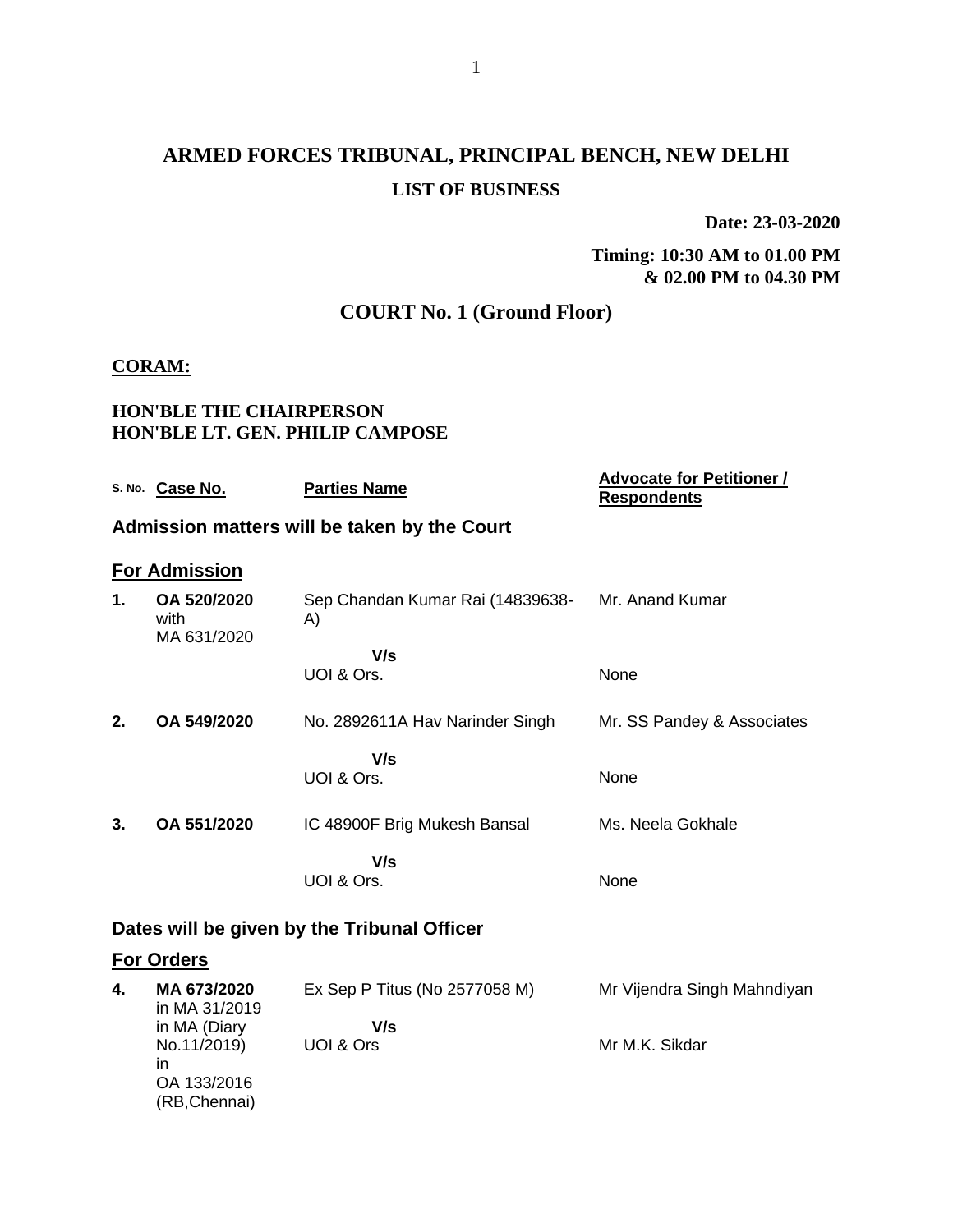# ARMED FORCES TRIBUNAL, PRINCIPAL BENCH, NEW DELHI

## LIST OF BUSINESS

**Date: 23-03-2020**

**Timing: 10:30 AM to 01.00 PM & 02.00 PM to 04.30 PM**

## COURT No. 1 (Ground Floor)

**CORAM:**

**HON'BLE THE CHAIRPERSON**
**HON'BLE LT. GEN. PHILIP CAMPOSE**

| S. No. | Case No. | Parties Name | Advocate for Petitioner / Respondents |
|---|---|---|---|

### Admission matters will be taken by the Court

### For Admission

| S. No. | Case No. | Parties Name | Advocate for Petitioner / Respondents |
|---|---|---|---|
| **1.** | **OA 520/2020** with MA 631/2020 | Sep Chandan Kumar Rai (14839638-A) | Mr. Anand Kumar |
| | | **V/s** | |
| | | UOI & Ors. | None |
| **2.** | **OA 549/2020** | No. 2892611A Hav Narinder Singh | Mr. SS Pandey & Associates |
| | | **V/s** | |
| | | UOI & Ors. | None |
| **3.** | **OA 551/2020** | IC 48900F Brig Mukesh Bansal | Ms. Neela Gokhale |
| | | **V/s** | |
| | | UOI & Ors. | None |

### Dates will be given by the Tribunal Officer

### For Orders

| S. No. | Case No. | Parties Name | Advocate for Petitioner / Respondents |
|---|---|---|---|
| **4.** | **MA 673/2020** in MA 31/2019 in MA (Diary No.11/2019) in OA 133/2016 (RB,Chennai) | Ex Sep P Titus (No 2577058 M) | Mr Vijendra Singh Mahndiyan |
| | | **V/s** | |
| | | UOI & Ors | Mr M.K. Sikdar |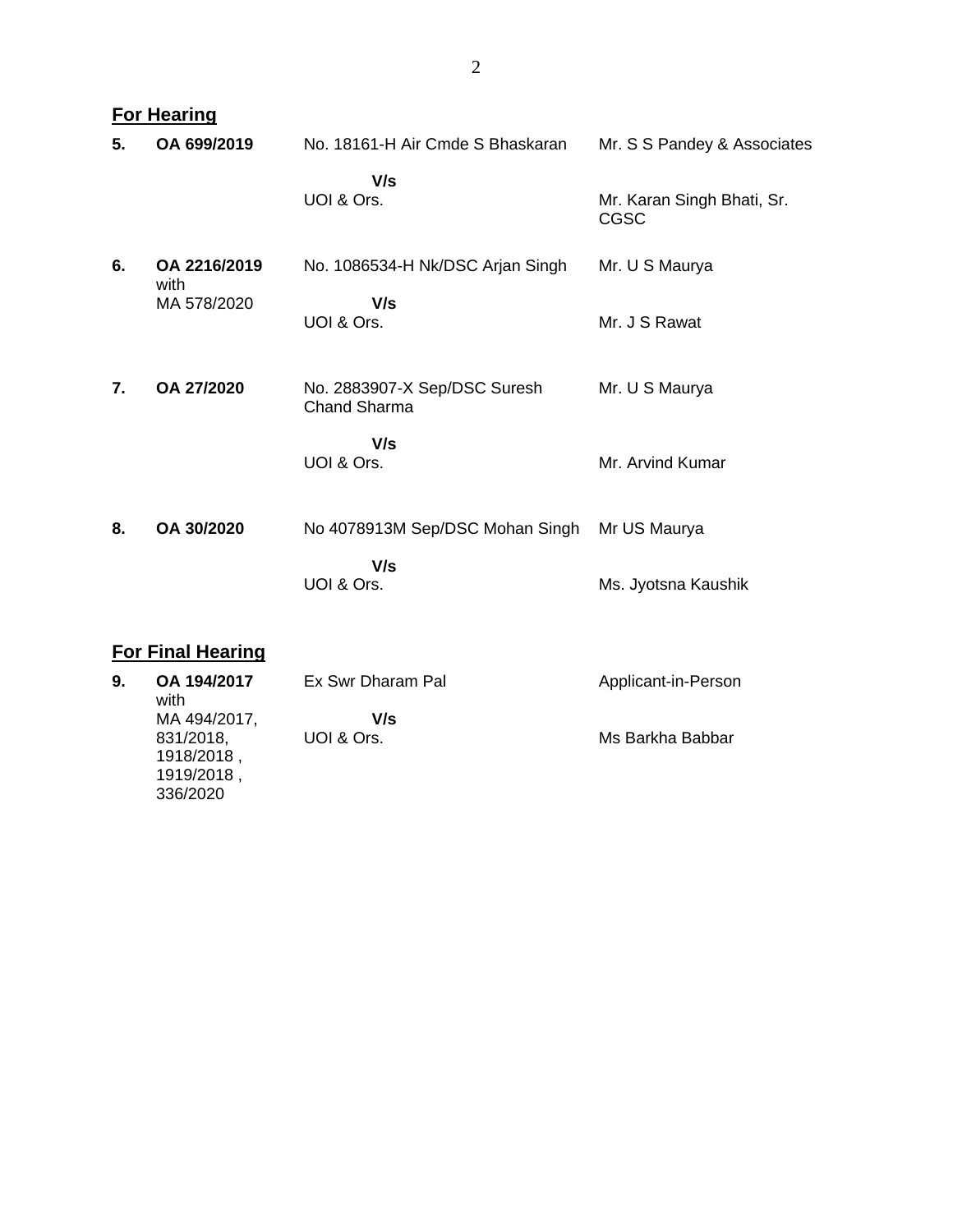## For Hearing

| | | | |
|---|---|---|---|
| **5.** | **OA 699/2019** | No. 18161-H Air Cmde S Bhaskaran<br><br>**V/s**<br>UOI & Ors. | Mr. S S Pandey & Associates<br><br>Mr. Karan Singh Bhati, Sr. CGSC |
| **6.** | **OA 2216/2019** with MA 578/2020 | No. 1086534-H Nk/DSC Arjan Singh<br><br>**V/s**<br>UOI & Ors. | Mr. U S Maurya<br><br>Mr. J S Rawat |
| **7.** | **OA 27/2020** | No. 2883907-X Sep/DSC Suresh Chand Sharma<br><br>**V/s**<br>UOI & Ors. | Mr. U S Maurya<br><br>Mr. Arvind Kumar |
| **8.** | **OA 30/2020** | No 4078913M Sep/DSC Mohan Singh<br><br>**V/s**<br>UOI & Ors. | Mr US Maurya<br><br>Ms. Jyotsna Kaushik |

## For Final Hearing

| | | | |
|---|---|---|---|
| **9.** | **OA 194/2017** with MA 494/2017, 831/2018, 1918/2018 , 1919/2018 , 336/2020 | Ex Swr Dharam Pal<br><br>**V/s**<br>UOI & Ors. | Applicant-in-Person<br><br>Ms Barkha Babbar |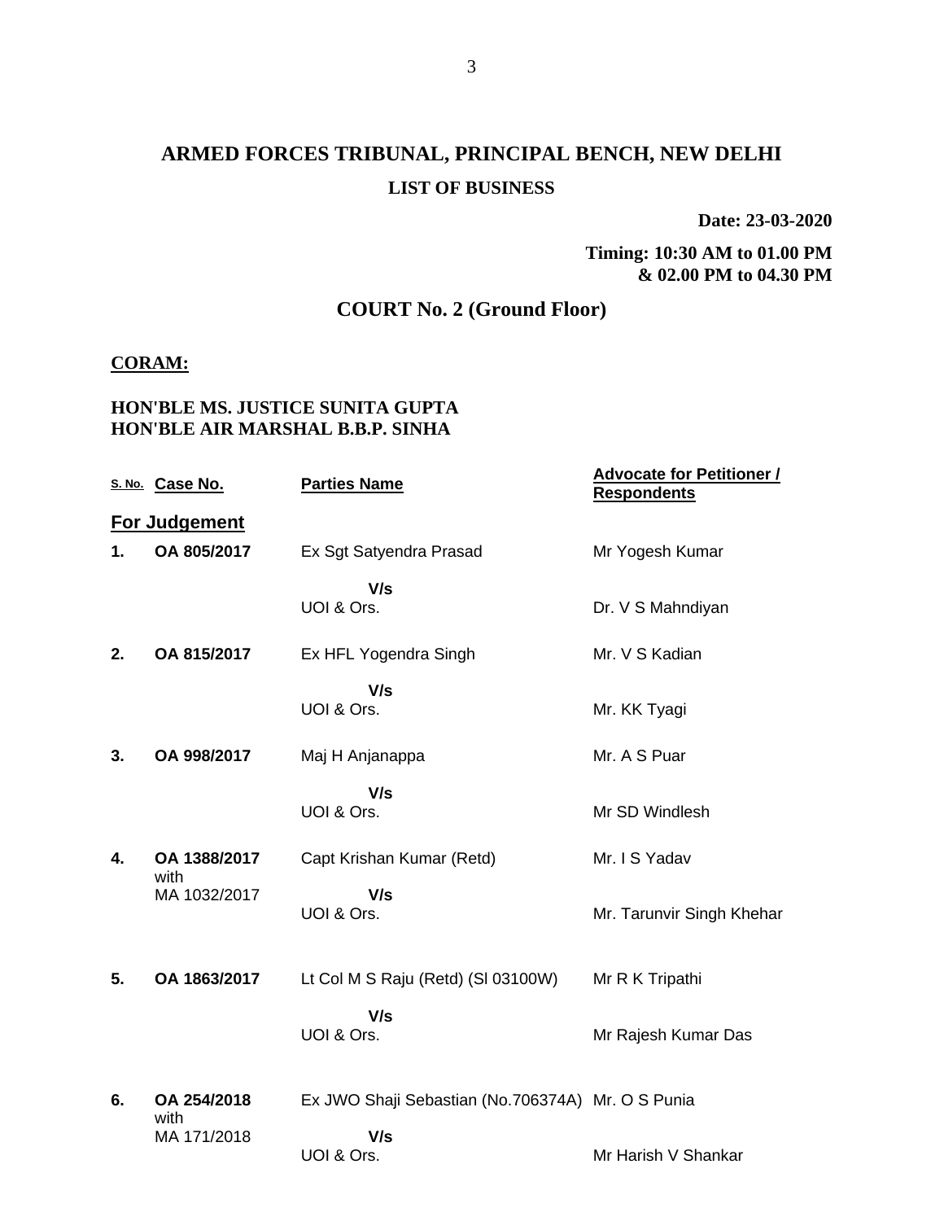# ARMED FORCES TRIBUNAL, PRINCIPAL BENCH, NEW DELHI

**LIST OF BUSINESS**

**Date: 23-03-2020**

**Timing: 10:30 AM to 01.00 PM & 02.00 PM to 04.30 PM**

## COURT No. 2 (Ground Floor)

**CORAM:**

**HON'BLE MS. JUSTICE SUNITA GUPTA**
**HON'BLE AIR MARSHAL B.B.P. SINHA**

| S. No. | Case No. | Parties Name | Advocate for Petitioner / Respondents |
|---|---|---|---|
| **For Judgement** | | | |
| **1.** | **OA 805/2017** | Ex Sgt Satyendra Prasad | Mr Yogesh Kumar |
| | | **V/s** | |
| | | UOI & Ors. | Dr. V S Mahndiyan |
| **2.** | **OA 815/2017** | Ex HFL Yogendra Singh | Mr. V S Kadian |
| | | **V/s** | |
| | | UOI & Ors. | Mr. KK Tyagi |
| **3.** | **OA 998/2017** | Maj H Anjanappa | Mr. A S Puar |
| | | **V/s** | |
| | | UOI & Ors. | Mr SD Windlesh |
| **4.** | **OA 1388/2017** with MA 1032/2017 | Capt Krishan Kumar (Retd) | Mr. I S Yadav |
| | | **V/s** | |
| | | UOI & Ors. | Mr. Tarunvir Singh Khehar |
| **5.** | **OA 1863/2017** | Lt Col M S Raju (Retd) (Sl 03100W) | Mr R K Tripathi |
| | | **V/s** | |
| | | UOI & Ors. | Mr Rajesh Kumar Das |
| **6.** | **OA 254/2018** with MA 171/2018 | Ex JWO Shaji Sebastian (No.706374A) | Mr. O S Punia |
| | | **V/s** | |
| | | UOI & Ors. | Mr Harish V Shankar |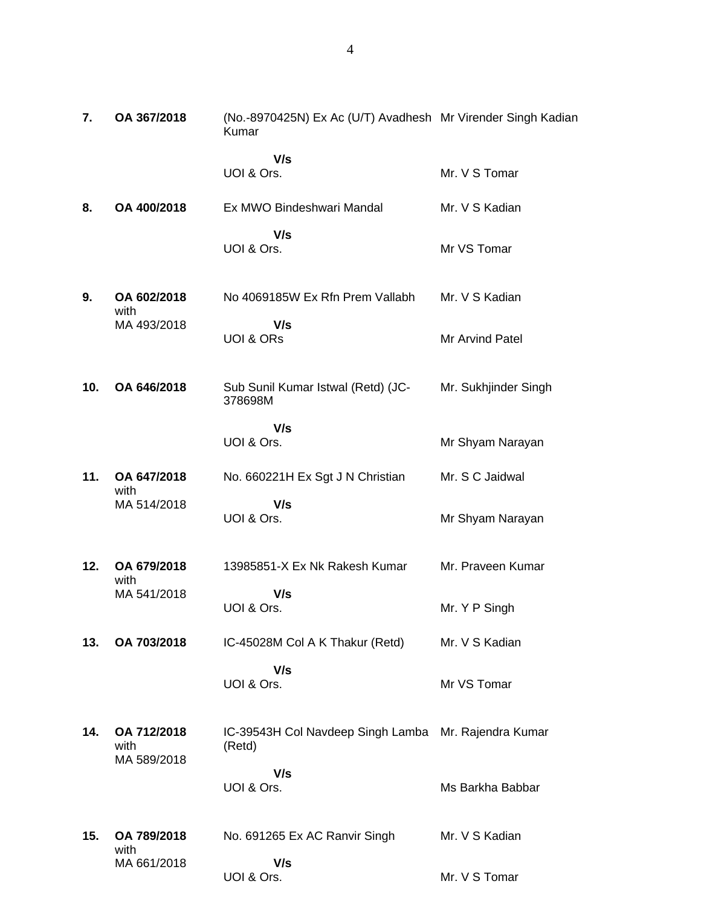| | | | |
|---|---|---|---|
| **7.** | **OA 367/2018** | (No.-8970425N) Ex Ac (U/T) Avadhesh Kumar | Mr Virender Singh Kadian |
| | | **V/s** | |
| | | UOI & Ors. | Mr. V S Tomar |
| **8.** | **OA 400/2018** | Ex MWO Bindeshwari Mandal | Mr. V S Kadian |
| | | **V/s** | |
| | | UOI & Ors. | Mr VS Tomar |
| **9.** | **OA 602/2018** with MA 493/2018 | No 4069185W Ex Rfn Prem Vallabh | Mr. V S Kadian |
| | | **V/s** | |
| | | UOI & ORs | Mr Arvind Patel |
| **10.** | **OA 646/2018** | Sub Sunil Kumar Istwal (Retd) (JC-378698M | Mr. Sukhjinder Singh |
| | | **V/s** | |
| | | UOI & Ors. | Mr Shyam Narayan |
| **11.** | **OA 647/2018** with MA 514/2018 | No. 660221H Ex Sgt J N Christian | Mr. S C Jaidwal |
| | | **V/s** | |
| | | UOI & Ors. | Mr Shyam Narayan |
| **12.** | **OA 679/2018** with MA 541/2018 | 13985851-X Ex Nk Rakesh Kumar | Mr. Praveen Kumar |
| | | **V/s** | |
| | | UOI & Ors. | Mr. Y P Singh |
| **13.** | **OA 703/2018** | IC-45028M Col A K Thakur (Retd) | Mr. V S Kadian |
| | | **V/s** | |
| | | UOI & Ors. | Mr VS Tomar |
| **14.** | **OA 712/2018** with MA 589/2018 | IC-39543H Col Navdeep Singh Lamba (Retd) | Mr. Rajendra Kumar |
| | | **V/s** | |
| | | UOI & Ors. | Ms Barkha Babbar |
| **15.** | **OA 789/2018** with MA 661/2018 | No. 691265 Ex AC Ranvir Singh | Mr. V S Kadian |
| | | **V/s** | |
| | | UOI & Ors. | Mr. V S Tomar |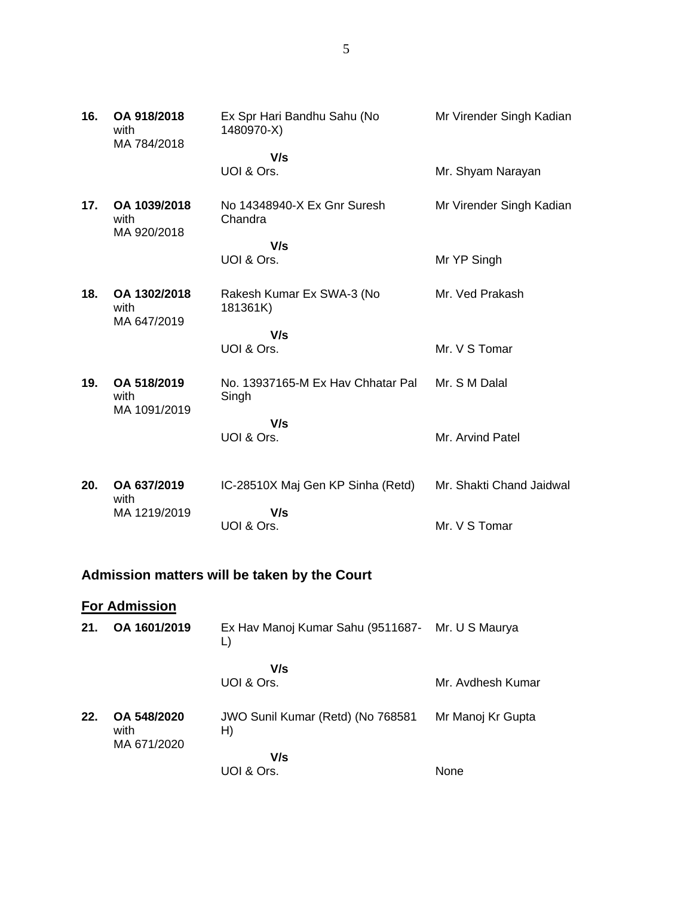| | | | |
|---|---|---|---|
| **16.** | **OA 918/2018** with MA 784/2018 | Ex Spr Hari Bandhu Sahu (No 1480970-X) | Mr Virender Singh Kadian |
| | | **V/s** UOI & Ors. | Mr. Shyam Narayan |
| **17.** | **OA 1039/2018** with MA 920/2018 | No 14348940-X Ex Gnr Suresh Chandra | Mr Virender Singh Kadian |
| | | **V/s** UOI & Ors. | Mr YP Singh |
| **18.** | **OA 1302/2018** with MA 647/2019 | Rakesh Kumar Ex SWA-3 (No 181361K) | Mr. Ved Prakash |
| | | **V/s** UOI & Ors. | Mr. V S Tomar |
| **19.** | **OA 518/2019** with MA 1091/2019 | No. 13937165-M Ex Hav Chhatar Pal Singh | Mr. S M Dalal |
| | | **V/s** UOI & Ors. | Mr. Arvind Patel |
| **20.** | **OA 637/2019** with MA 1219/2019 | IC-28510X Maj Gen KP Sinha (Retd) | Mr. Shakti Chand Jaidwal |
| | | **V/s** UOI & Ors. | Mr. V S Tomar |

## Admission matters will be taken by the Court

**For Admission**

| | | | |
|---|---|---|---|
| **21.** | **OA 1601/2019** | Ex Hav Manoj Kumar Sahu (9511687-L) | Mr. U S Maurya |
| | | **V/s** UOI & Ors. | Mr. Avdhesh Kumar |
| **22.** | **OA 548/2020** with MA 671/2020 | JWO Sunil Kumar (Retd) (No 768581 H) | Mr Manoj Kr Gupta |
| | | **V/s** UOI & Ors. | None |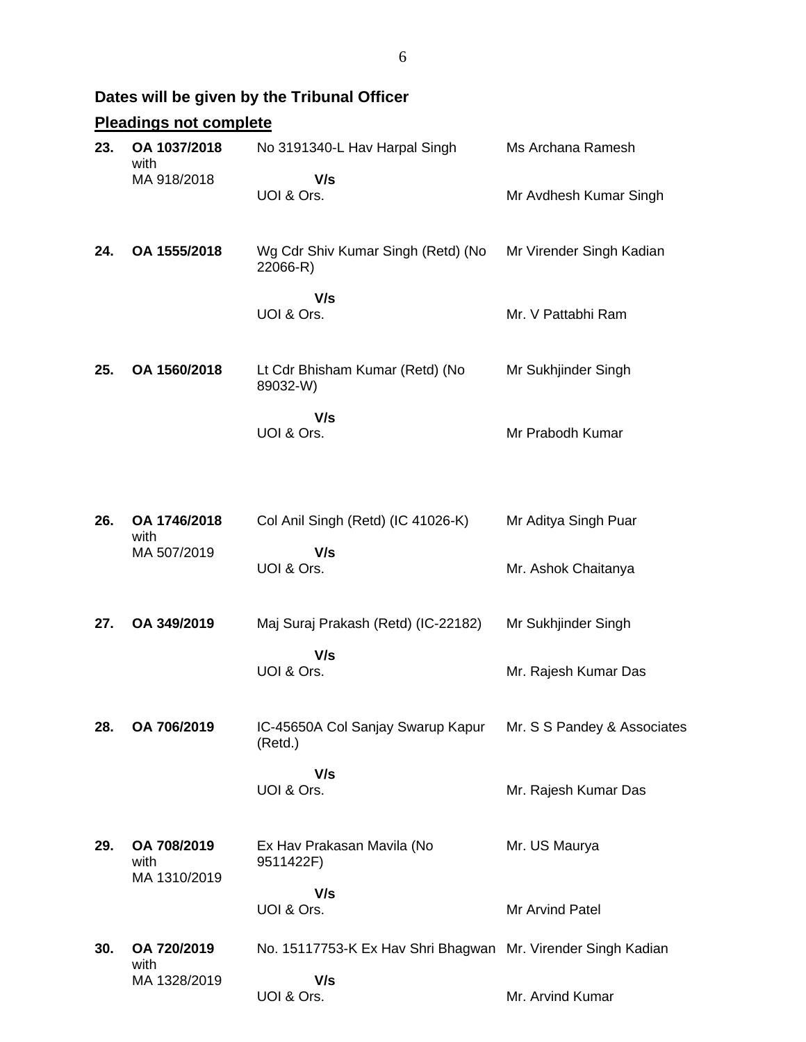**Dates will be given by the Tribunal Officer**

**Pleadings not complete**

| | | | |
|---|---|---|---|
| **23.** | **OA 1037/2018** with MA 918/2018 | No 3191340-L Hav Harpal Singh **V/s** UOI & Ors. | Ms Archana Ramesh<br>Mr Avdhesh Kumar Singh |
| **24.** | **OA 1555/2018** | Wg Cdr Shiv Kumar Singh (Retd) (No 22066-R) **V/s** UOI & Ors. | Mr Virender Singh Kadian<br>Mr. V Pattabhi Ram |
| **25.** | **OA 1560/2018** | Lt Cdr Bhisham Kumar (Retd) (No 89032-W) **V/s** UOI & Ors. | Mr Sukhjinder Singh<br>Mr Prabodh Kumar |
| **26.** | **OA 1746/2018** with MA 507/2019 | Col Anil Singh (Retd) (IC 41026-K) **V/s** UOI & Ors. | Mr Aditya Singh Puar<br>Mr. Ashok Chaitanya |
| **27.** | **OA 349/2019** | Maj Suraj Prakash (Retd) (IC-22182) **V/s** UOI & Ors. | Mr Sukhjinder Singh<br>Mr. Rajesh Kumar Das |
| **28.** | **OA 706/2019** | IC-45650A Col Sanjay Swarup Kapur (Retd.) **V/s** UOI & Ors. | Mr. S S Pandey & Associates<br>Mr. Rajesh Kumar Das |
| **29.** | **OA 708/2019** with MA 1310/2019 | Ex Hav Prakasan Mavila (No 9511422F) **V/s** UOI & Ors. | Mr. US Maurya<br>Mr Arvind Patel |
| **30.** | **OA 720/2019** with MA 1328/2019 | No. 15117753-K Ex Hav Shri Bhagwan **V/s** UOI & Ors. | Mr. Virender Singh Kadian<br>Mr. Arvind Kumar |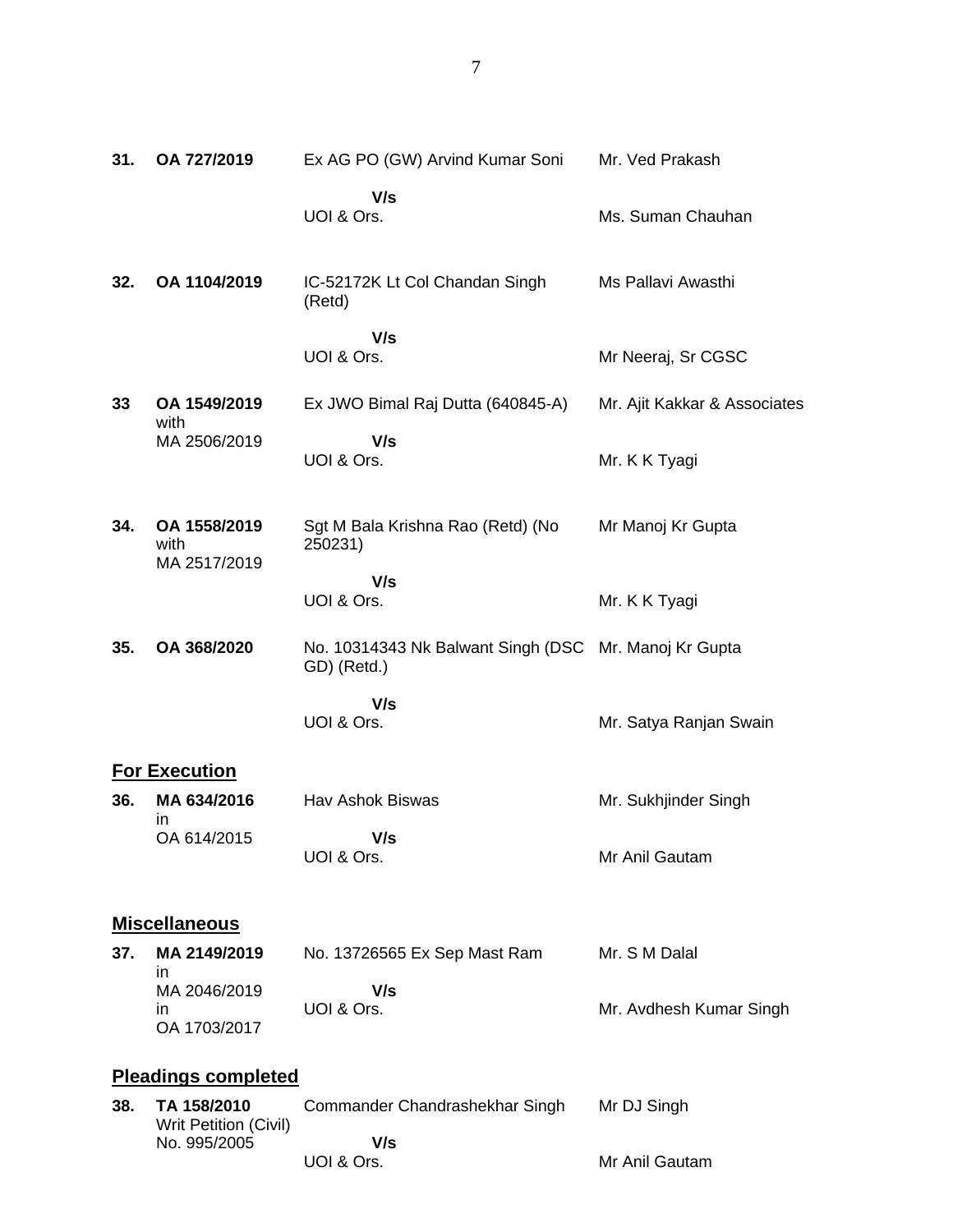| | | | |
|---|---|---|---|
| **31.** | **OA 727/2019** | Ex AG PO (GW) Arvind Kumar Soni<br>**V/s**<br>UOI & Ors. | Mr. Ved Prakash<br><br>Ms. Suman Chauhan |
| **32.** | **OA 1104/2019** | IC-52172K Lt Col Chandan Singh (Retd)<br>**V/s**<br>UOI & Ors. | Ms Pallavi Awasthi<br><br>Mr Neeraj, Sr CGSC |
| **33** | **OA 1549/2019** with MA 2506/2019 | Ex JWO Bimal Raj Dutta (640845-A)<br>**V/s**<br>UOI & Ors. | Mr. Ajit Kakkar & Associates<br><br>Mr. K K Tyagi |
| **34.** | **OA 1558/2019** with MA 2517/2019 | Sgt M Bala Krishna Rao (Retd) (No 250231)<br>**V/s**<br>UOI & Ors. | Mr Manoj Kr Gupta<br><br>Mr. K K Tyagi |
| **35.** | **OA 368/2020** | No. 10314343 Nk Balwant Singh (DSC GD) (Retd.)<br>**V/s**<br>UOI & Ors. | Mr. Manoj Kr Gupta<br><br>Mr. Satya Ranjan Swain |

## <u>For Execution</u>

| | | | |
|---|---|---|---|
| **36.** | **MA 634/2016** in OA 614/2015 | Hav Ashok Biswas<br>**V/s**<br>UOI & Ors. | Mr. Sukhjinder Singh<br><br>Mr Anil Gautam |

## <u>Miscellaneous</u>

| | | | |
|---|---|---|---|
| **37.** | **MA 2149/2019** in MA 2046/2019 in OA 1703/2017 | No. 13726565 Ex Sep Mast Ram<br>**V/s**<br>UOI & Ors. | Mr. S M Dalal<br><br>Mr. Avdhesh Kumar Singh |

## <u>Pleadings completed</u>

| | | | |
|---|---|---|---|
| **38.** | **TA 158/2010** Writ Petition (Civil) No. 995/2005 | Commander Chandrashekhar Singh<br>**V/s**<br>UOI & Ors. | Mr DJ Singh<br><br>Mr Anil Gautam |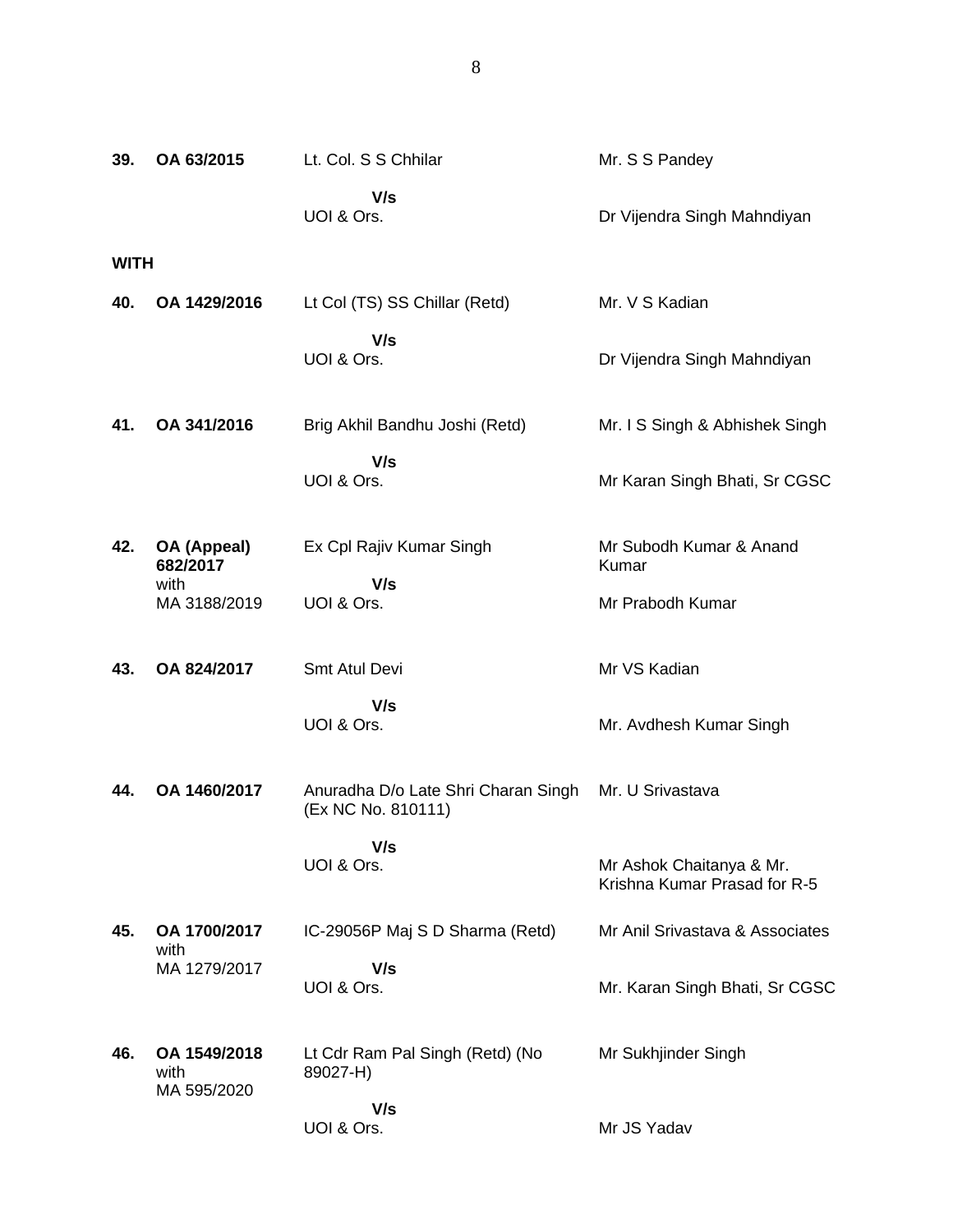| | | | |
|---|---|---|---|
| **39.** | **OA 63/2015** | Lt. Col. S S Chhilar<br>**V/s**<br>UOI & Ors. | Mr. S S Pandey<br><br>Dr Vijendra Singh Mahndiyan |
| **WITH** | | | |
| **40.** | **OA 1429/2016** | Lt Col (TS) SS Chillar (Retd)<br>**V/s**<br>UOI & Ors. | Mr. V S Kadian<br><br>Dr Vijendra Singh Mahndiyan |
| **41.** | **OA 341/2016** | Brig Akhil Bandhu Joshi (Retd)<br>**V/s**<br>UOI & Ors. | Mr. I S Singh & Abhishek Singh<br><br>Mr Karan Singh Bhati, Sr CGSC |
| **42.** | **OA (Appeal) 682/2017**<br>with<br>MA 3188/2019 | Ex Cpl Rajiv Kumar Singh<br>**V/s**<br>UOI & Ors. | Mr Subodh Kumar & Anand Kumar<br><br>Mr Prabodh Kumar |
| **43.** | **OA 824/2017** | Smt Atul Devi<br>**V/s**<br>UOI & Ors. | Mr VS Kadian<br><br>Mr. Avdhesh Kumar Singh |
| **44.** | **OA 1460/2017** | Anuradha D/o Late Shri Charan Singh (Ex NC No. 810111)<br>**V/s**<br>UOI & Ors. | Mr. U Srivastava<br><br>Mr Ashok Chaitanya & Mr. Krishna Kumar Prasad for R-5 |
| **45.** | **OA 1700/2017**<br>with<br>MA 1279/2017 | IC-29056P Maj S D Sharma (Retd)<br>**V/s**<br>UOI & Ors. | Mr Anil Srivastava & Associates<br><br>Mr. Karan Singh Bhati, Sr CGSC |
| **46.** | **OA 1549/2018**<br>with<br>MA 595/2020 | Lt Cdr Ram Pal Singh (Retd) (No 89027-H)<br>**V/s**<br>UOI & Ors. | Mr Sukhjinder Singh<br><br>Mr JS Yadav |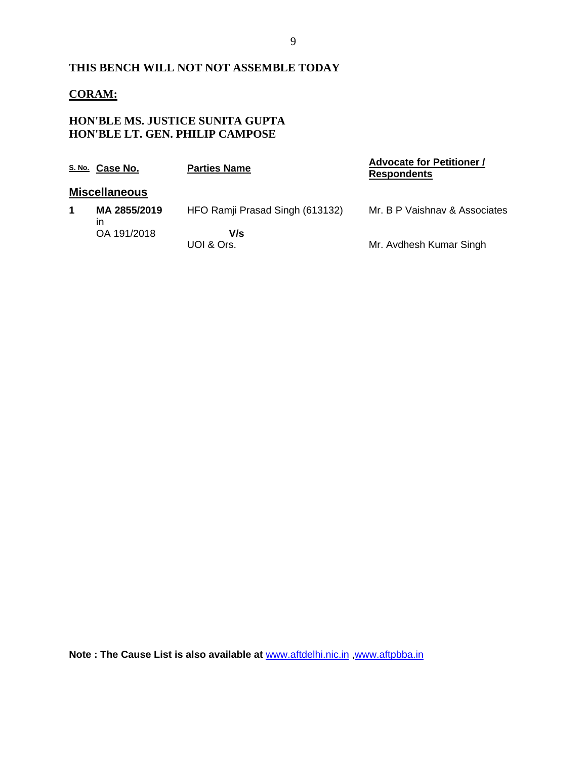**THIS BENCH WILL NOT NOT ASSEMBLE TODAY**

**CORAM:**

**HON'BLE MS. JUSTICE SUNITA GUPTA**
**HON'BLE LT. GEN. PHILIP CAMPOSE**

| S. No. | Case No. | Parties Name | Advocate for Petitioner / Respondents |
|---|---|---|---|
| **Miscellaneous** | | | |
| **1** | **MA 2855/2019** in OA 191/2018 | HFO Ramji Prasad Singh (613132) **V/s** UOI & Ors. | Mr. B P Vaishnav & Associates<br>Mr. Avdhesh Kumar Singh |

**Note : The Cause List is also available at** www.aftdelhi.nic.in ,www.aftpbba.in